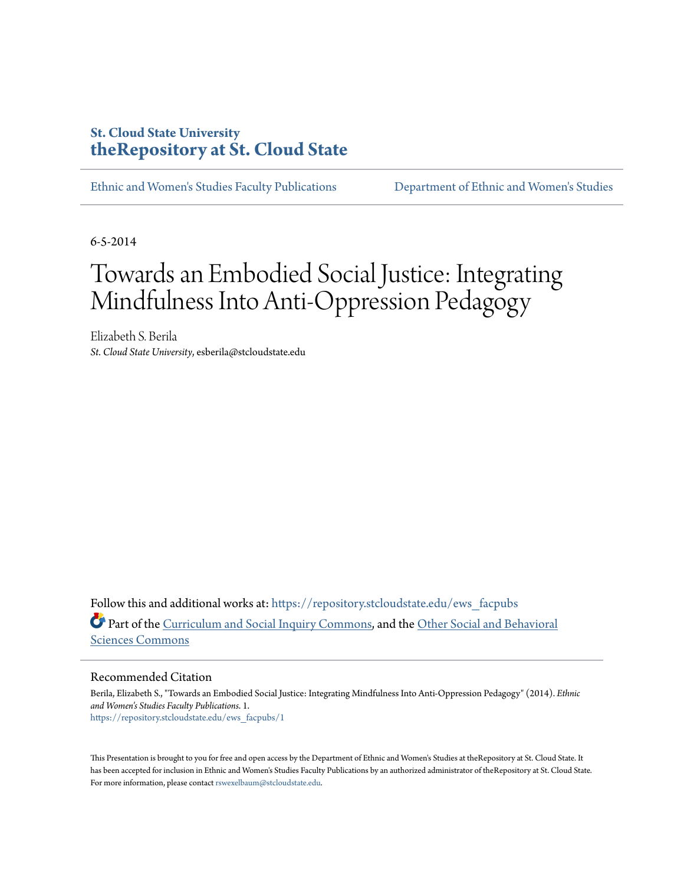St. Cloud State University
**theRepository at St. Cloud State**

Ethnic and Women's Studies Faculty Publications | Department of Ethnic and Women's Studies

6-5-2014

# Towards an Embodied Social Justice: Integrating Mindfulness Into Anti-Oppression Pedagogy

Elizabeth S. Berila
*St. Cloud State University*, esberila@stcloudstate.edu

Follow this and additional works at: https://repository.stcloudstate.edu/ews_facpubs

Part of the Curriculum and Social Inquiry Commons, and the Other Social and Behavioral Sciences Commons

## Recommended Citation

Berila, Elizabeth S., "Towards an Embodied Social Justice: Integrating Mindfulness Into Anti-Oppression Pedagogy" (2014). *Ethnic and Women's Studies Faculty Publications*. 1.
https://repository.stcloudstate.edu/ews_facpubs/1

This Presentation is brought to you for free and open access by the Department of Ethnic and Women's Studies at theRepository at St. Cloud State. It has been accepted for inclusion in Ethnic and Women's Studies Faculty Publications by an authorized administrator of theRepository at St. Cloud State. For more information, please contact rswexelbaum@stcloudstate.edu.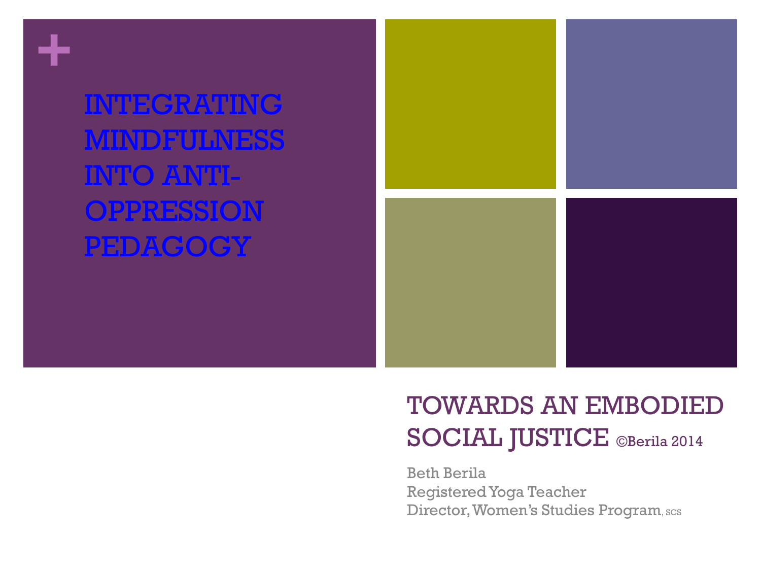# INTEGRATING MINDFULNESS INTO ANTI-OPPRESSION PEDAGOGY

## TOWARDS AN EMBODIED SOCIAL JUSTICE ©Berila 2014

Beth Berila
Registered Yoga Teacher
Director, Women's Studies Program, SCS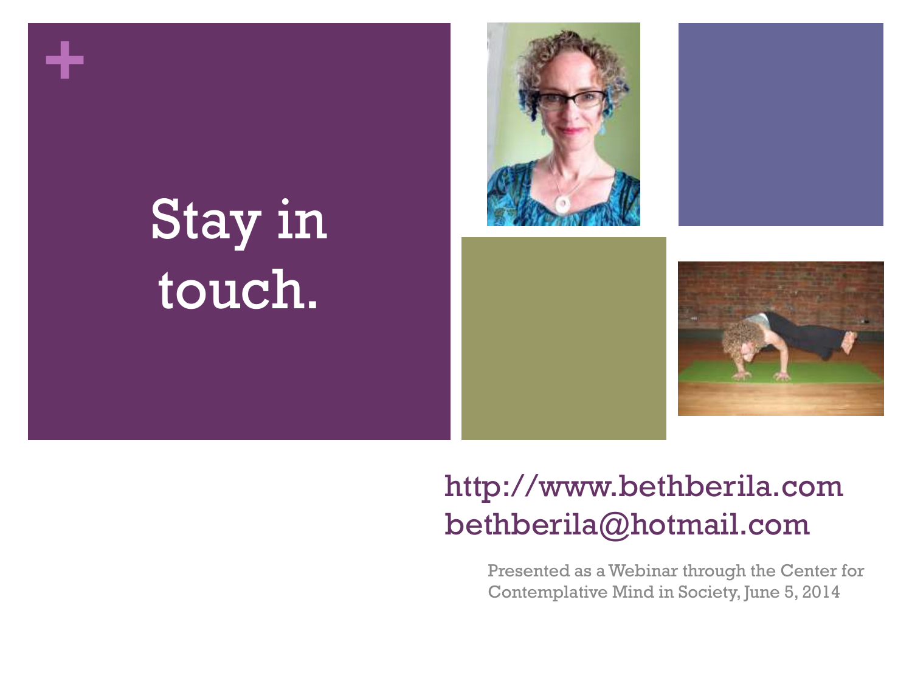# Stay in touch.

http://www.bethberila.com
bethberila@hotmail.com

Presented as a Webinar through the Center for Contemplative Mind in Society, June 5, 2014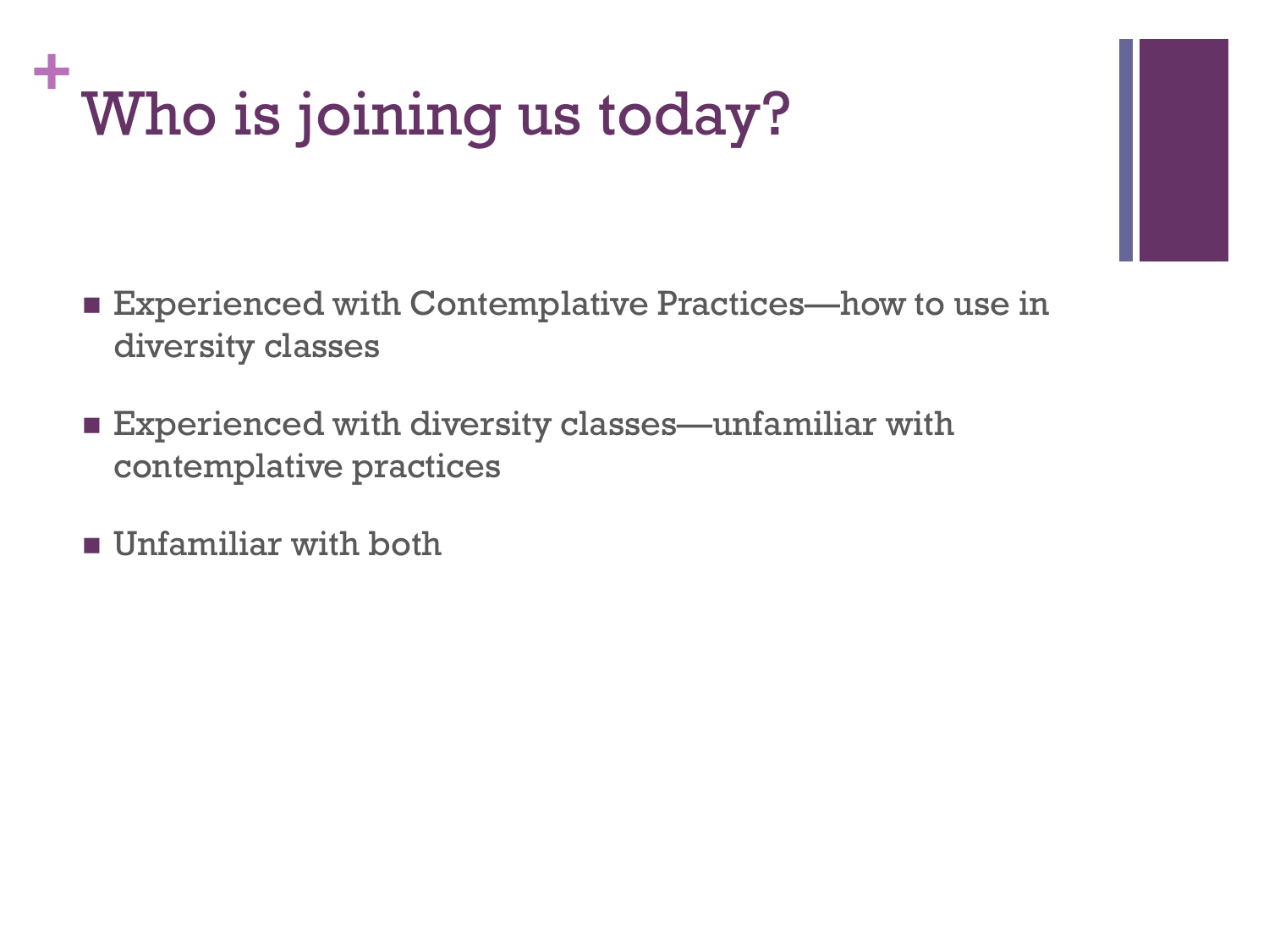# Who is joining us today?

- Experienced with Contemplative Practices—how to use in diversity classes
- Experienced with diversity classes—unfamiliar with contemplative practices
- Unfamiliar with both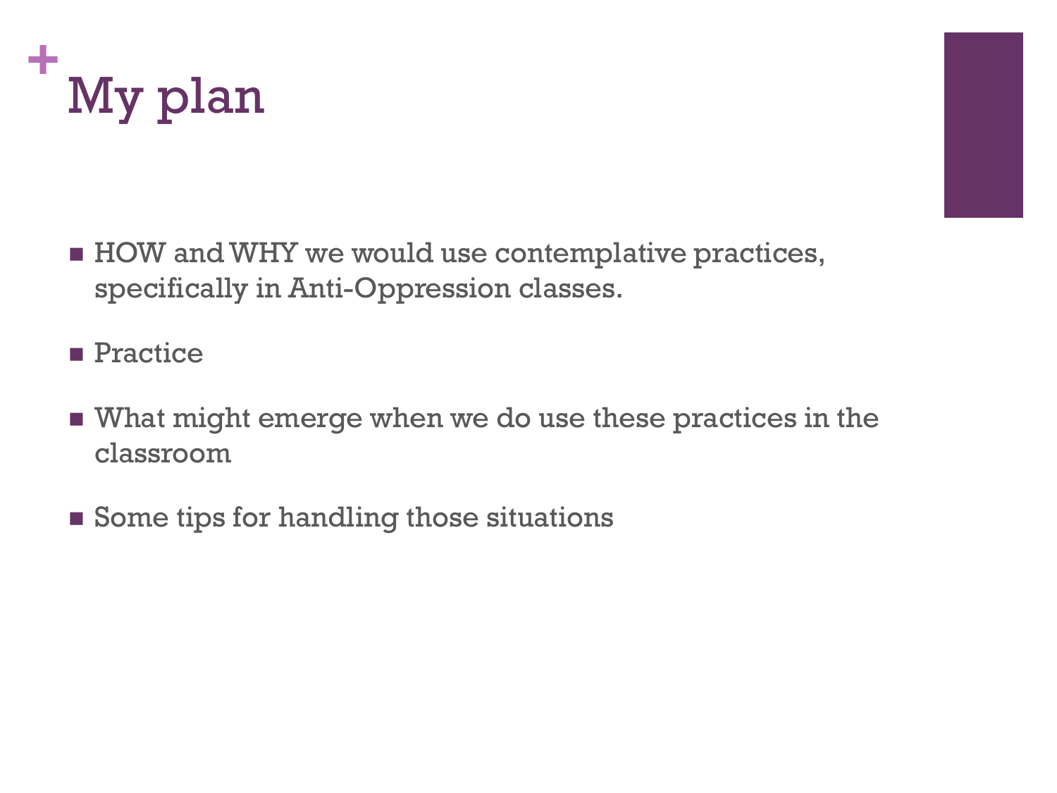# My plan

- HOW and WHY we would use contemplative practices, specifically in Anti-Oppression classes.
- Practice
- What might emerge when we do use these practices in the classroom
- Some tips for handling those situations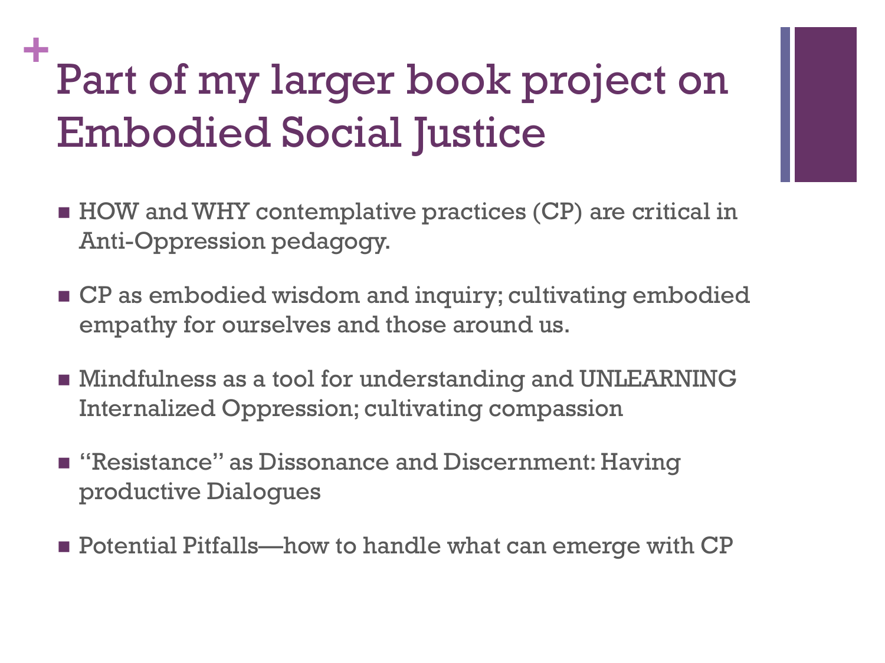# Part of my larger book project on Embodied Social Justice

- HOW and WHY contemplative practices (CP) are critical in Anti-Oppression pedagogy.
- CP as embodied wisdom and inquiry; cultivating embodied empathy for ourselves and those around us.
- Mindfulness as a tool for understanding and UNLEARNING Internalized Oppression; cultivating compassion
- "Resistance" as Dissonance and Discernment: Having productive Dialogues
- Potential Pitfalls—how to handle what can emerge with CP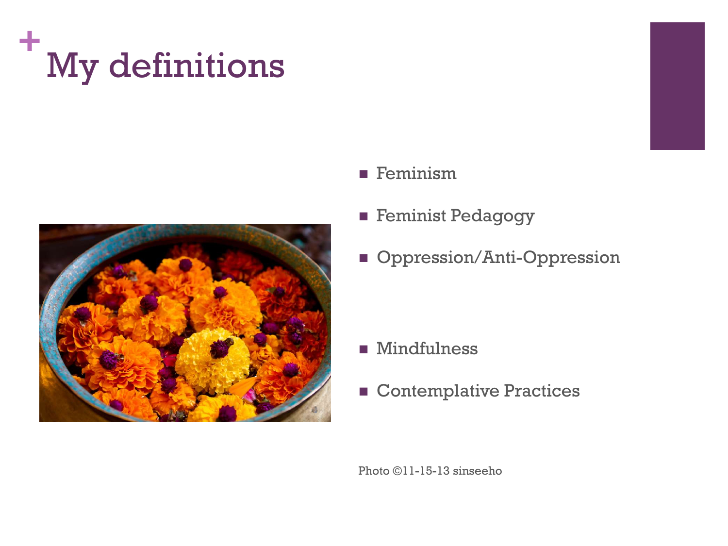# My definitions

- Feminism
- Feminist Pedagogy
- Oppression/Anti-Oppression

- Mindfulness
- Contemplative Practices

Photo ©11-15-13 sinseeho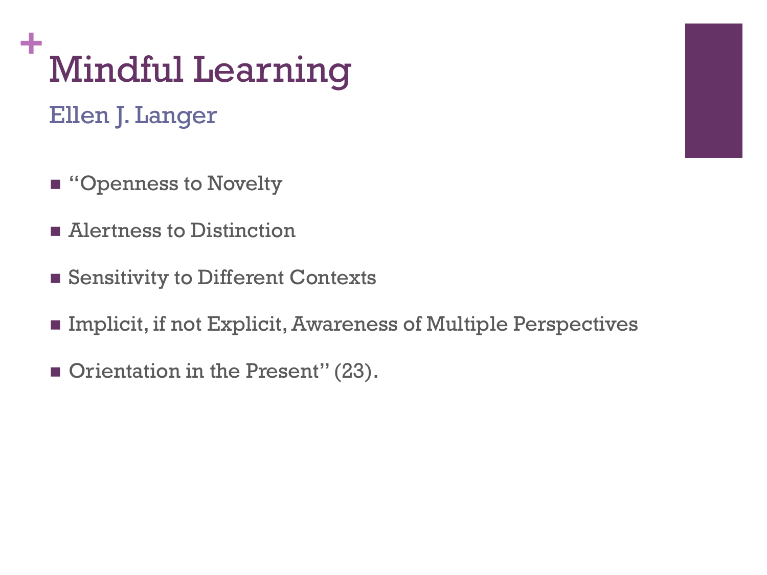# Mindful Learning

## Ellen J. Langer

- "Openness to Novelty
- Alertness to Distinction
- Sensitivity to Different Contexts
- Implicit, if not Explicit, Awareness of Multiple Perspectives
- Orientation in the Present" (23).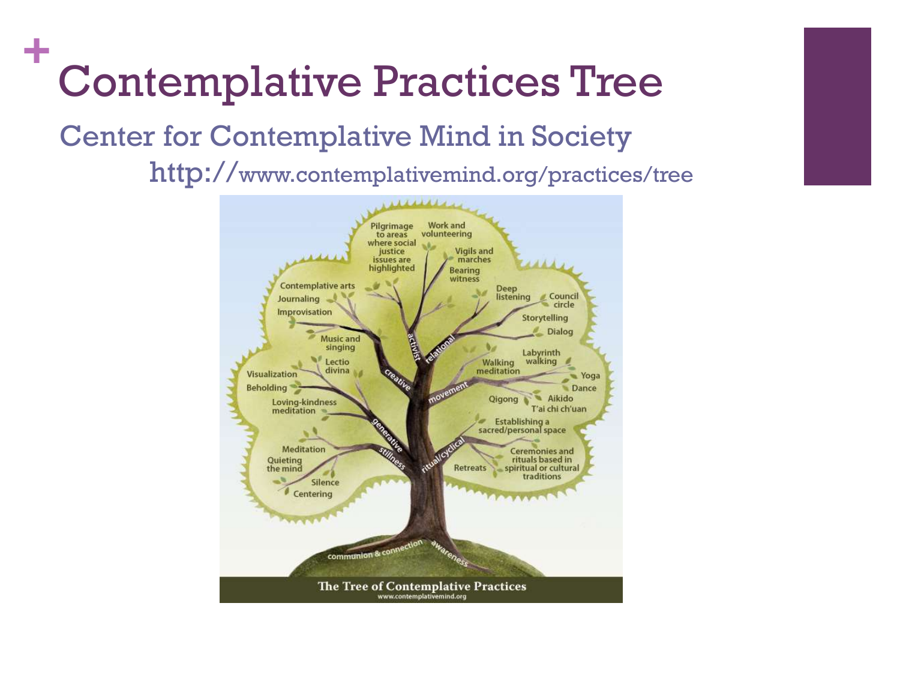# Contemplative Practices Tree

## Center for Contemplative Mind in Society

http://www.contemplativemind.org/practices/tree

Pilgrimage to areas where social justice issues are highlighted

Work and volunteering

Vigils and marches

Bearing witness

Contemplative arts

Journaling

Improvisation

Deep listening

Council circle

Storytelling

Dialog

Music and singing

Lectio divina

Visualization

Beholding

Loving-kindness meditation

Labyrinth walking

Walking meditation

Yoga

Dance

Qigong

Aikido

T'ai chi ch'uan

Establishing a sacred/personal space

Ceremonies and rituals based in spiritual or cultural traditions

Retreats

Meditation

Quieting the mind

Silence

Centering

activist

relational

creative

movement

generative

stillness

ritual/cyclical

communion & connection

awareness

The Tree of Contemplative Practices

www.contemplativemind.org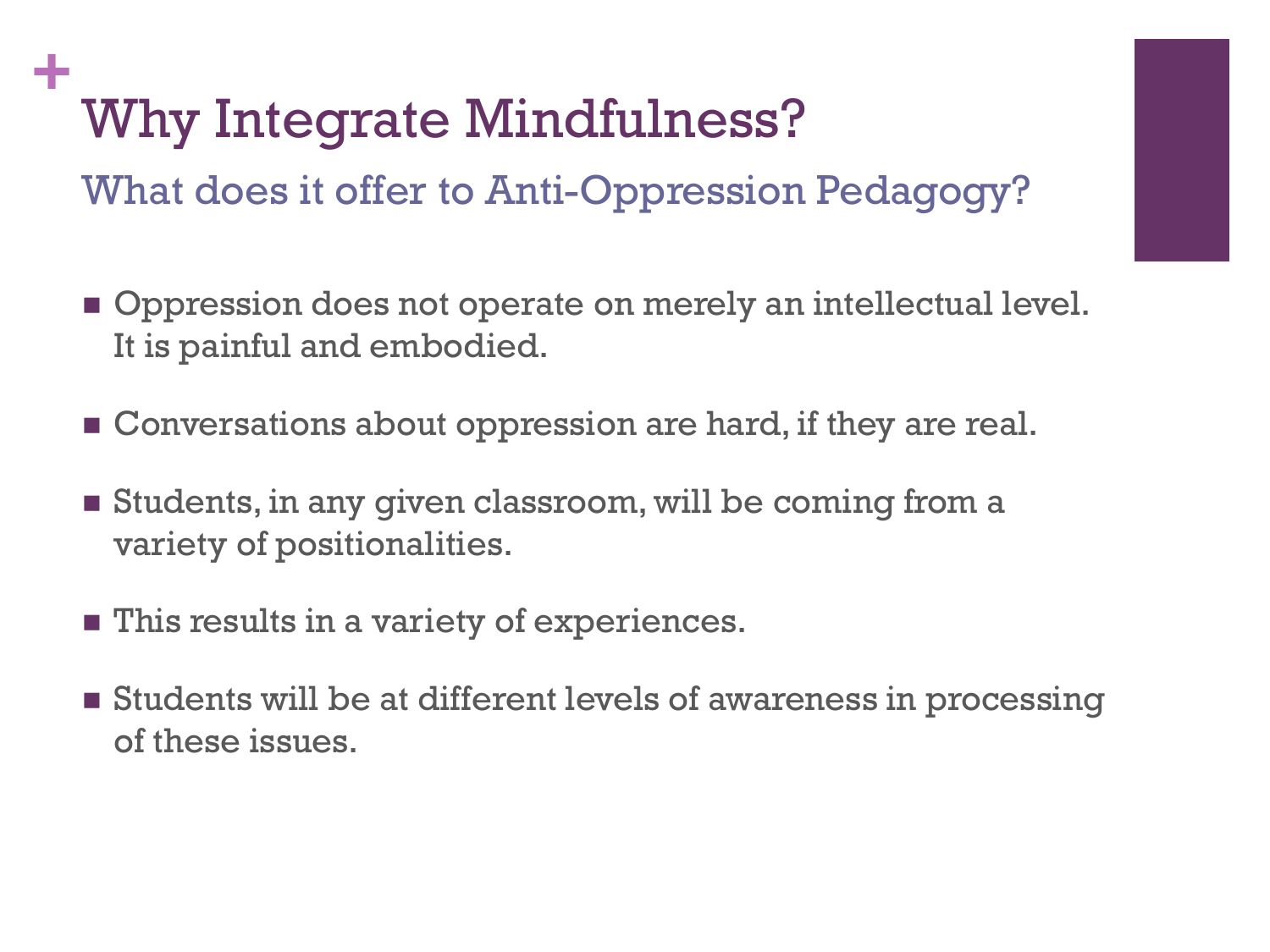# Why Integrate Mindfulness?

## What does it offer to Anti-Oppression Pedagogy?

- Oppression does not operate on merely an intellectual level. It is painful and embodied.
- Conversations about oppression are hard, if they are real.
- Students, in any given classroom, will be coming from a variety of positionalities.
- This results in a variety of experiences.
- Students will be at different levels of awareness in processing of these issues.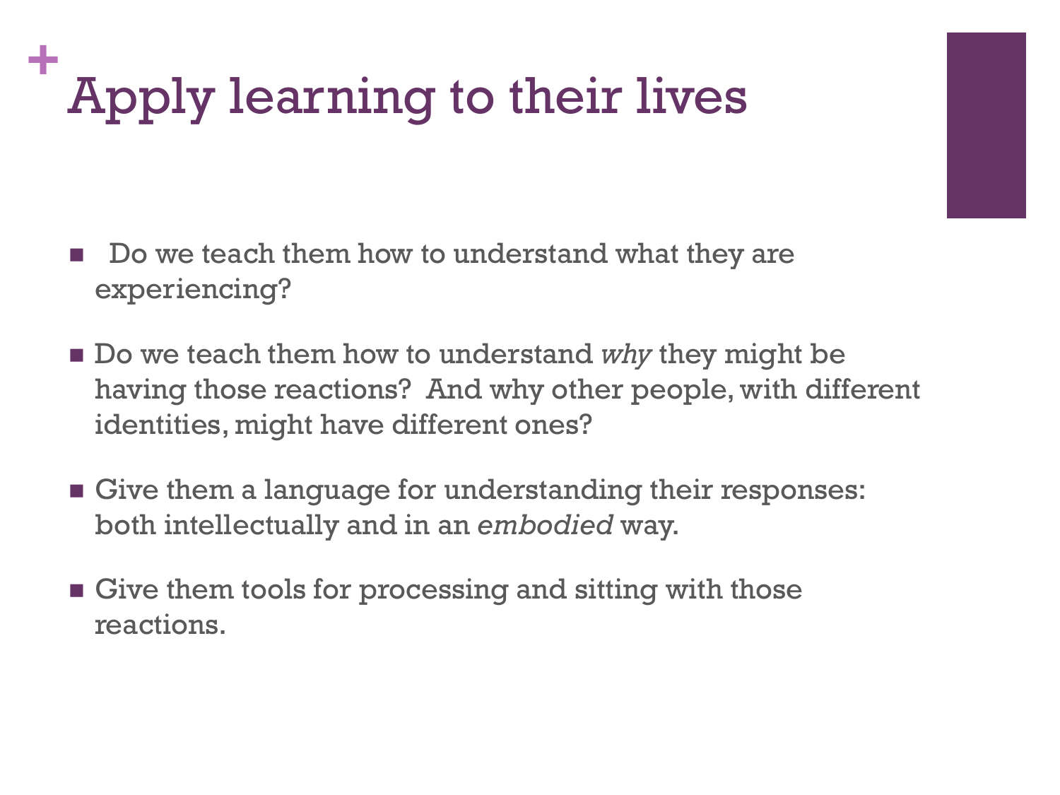# Apply learning to their lives

- Do we teach them how to understand what they are experiencing?
- Do we teach them how to understand *why* they might be having those reactions? And why other people, with different identities, might have different ones?
- Give them a language for understanding their responses: both intellectually and in an *embodied* way.
- Give them tools for processing and sitting with those reactions.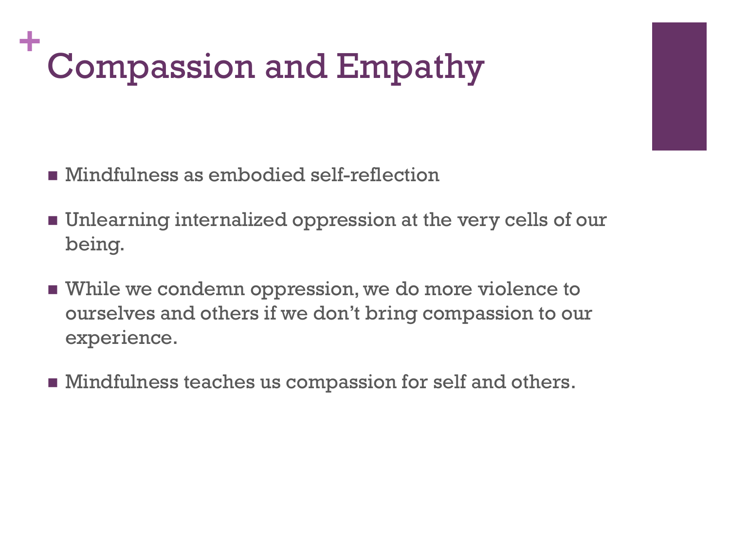# Compassion and Empathy

- Mindfulness as embodied self-reflection
- Unlearning internalized oppression at the very cells of our being.
- While we condemn oppression, we do more violence to ourselves and others if we don't bring compassion to our experience.
- Mindfulness teaches us compassion for self and others.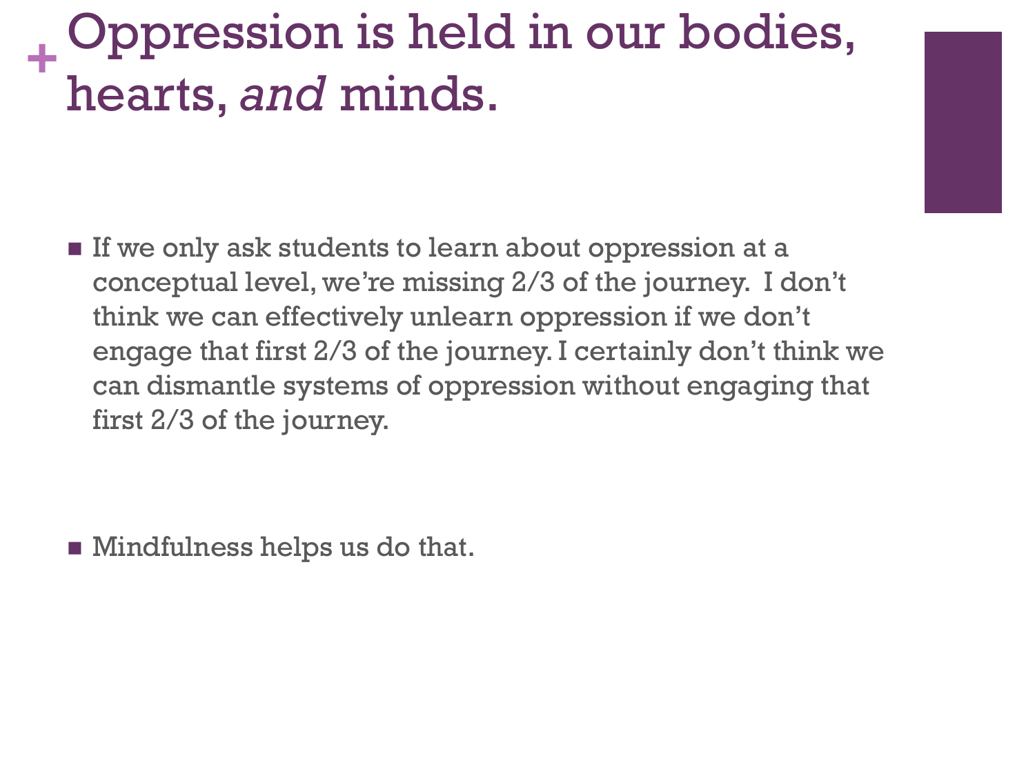# Oppression is held in our bodies, hearts, *and* minds.

- If we only ask students to learn about oppression at a conceptual level, we're missing 2/3 of the journey. I don't think we can effectively unlearn oppression if we don't engage that first 2/3 of the journey. I certainly don't think we can dismantle systems of oppression without engaging that first 2/3 of the journey.

- Mindfulness helps us do that.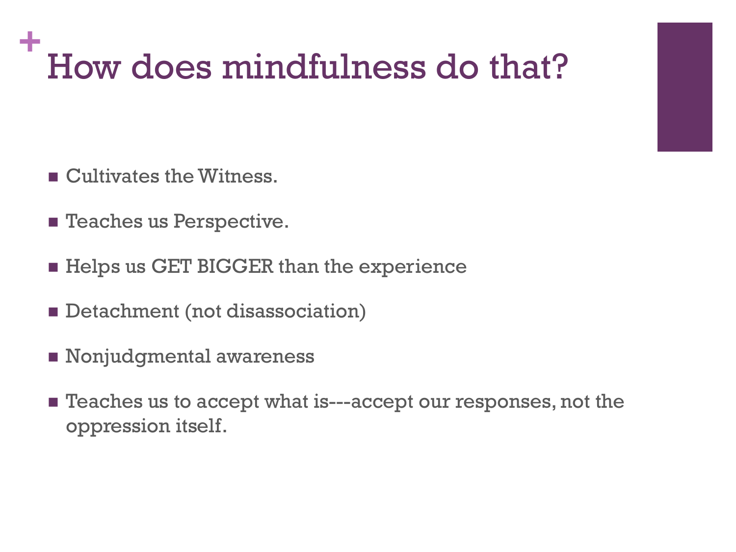# How does mindfulness do that?

- Cultivates the Witness.
- Teaches us Perspective.
- Helps us GET BIGGER than the experience
- Detachment (not disassociation)
- Nonjudgmental awareness
- Teaches us to accept what is---accept our responses, not the oppression itself.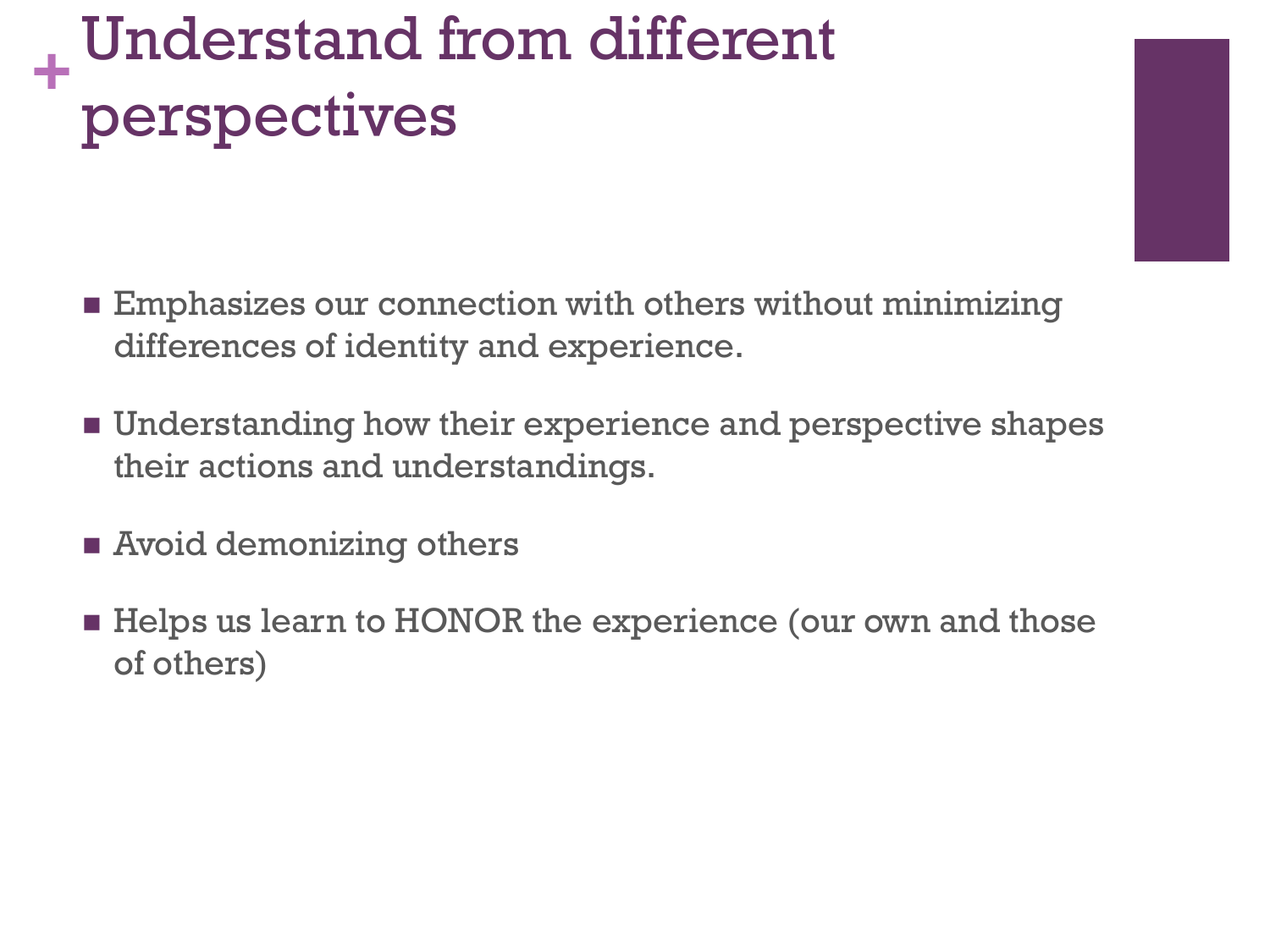# Understand from different perspectives

- Emphasizes our connection with others without minimizing differences of identity and experience.
- Understanding how their experience and perspective shapes their actions and understandings.
- Avoid demonizing others
- Helps us learn to HONOR the experience (our own and those of others)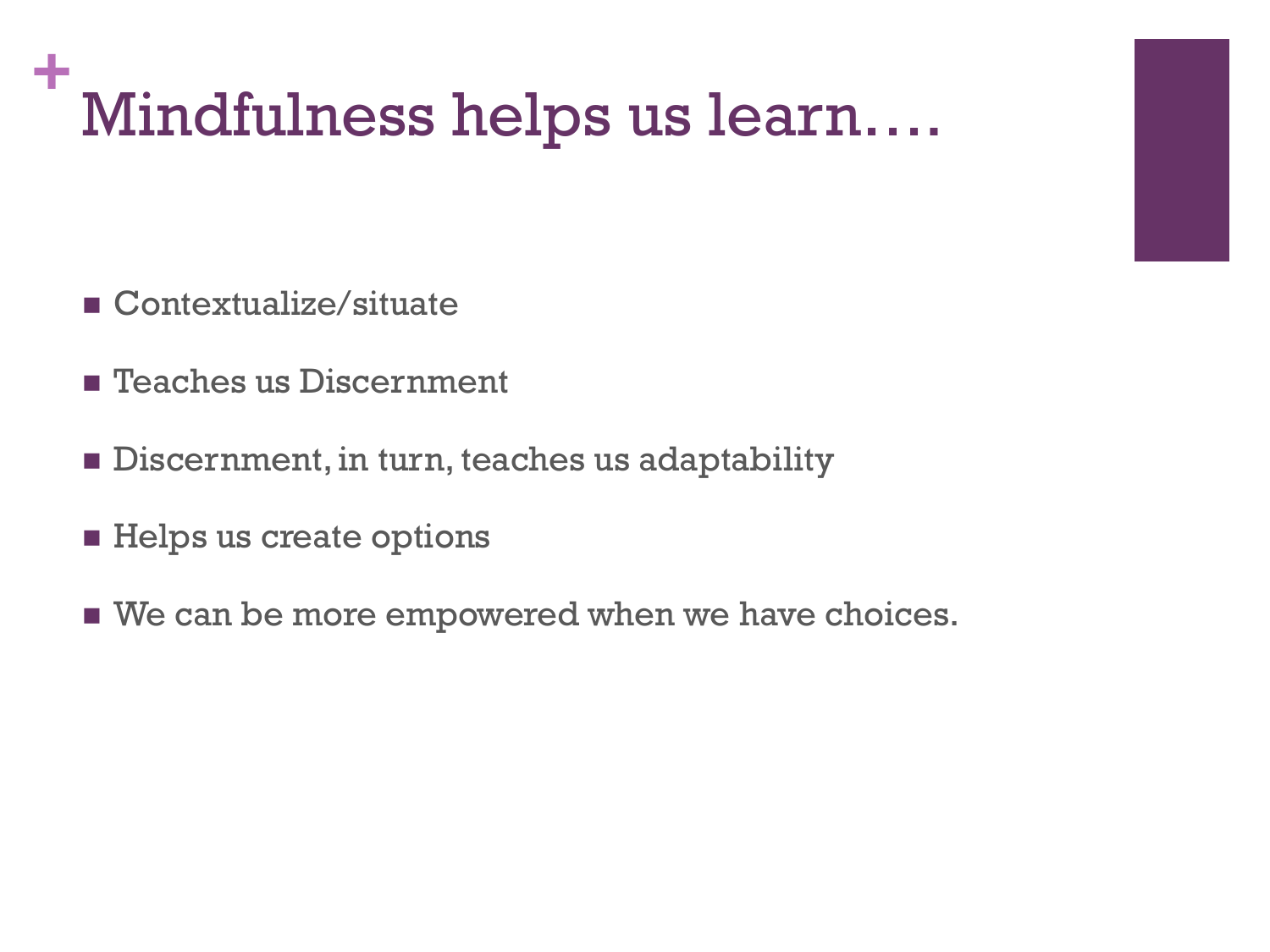# Mindfulness helps us learn….

- Contextualize/situate
- Teaches us Discernment
- Discernment, in turn, teaches us adaptability
- Helps us create options
- We can be more empowered when we have choices.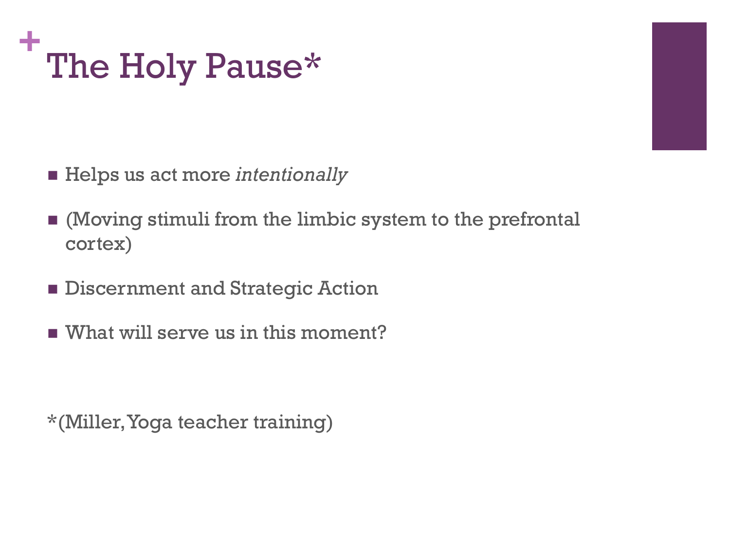# The Holy Pause*

- Helps us act more *intentionally*
- (Moving stimuli from the limbic system to the prefrontal cortex)
- Discernment and Strategic Action
- What will serve us in this moment?

*(Miller, Yoga teacher training)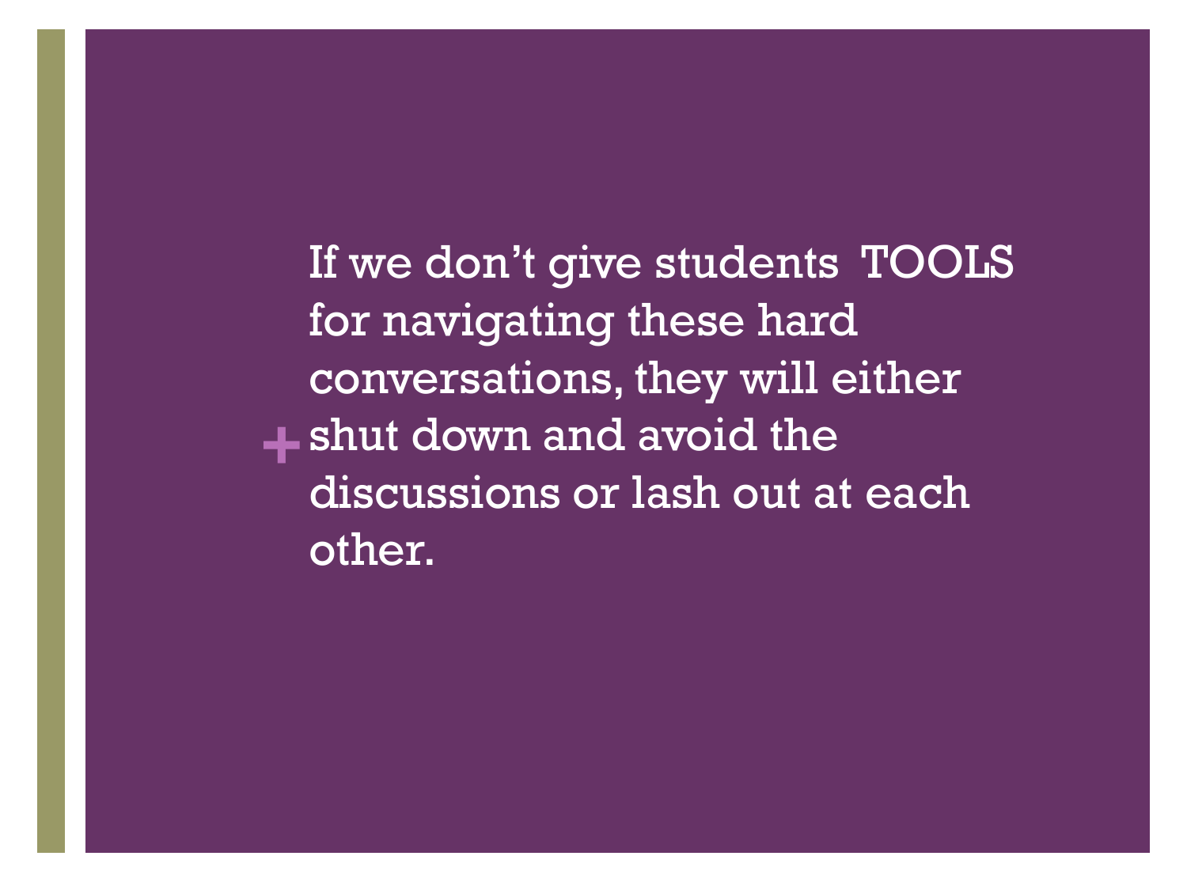If we don't give students TOOLS for navigating these hard conversations, they will either shut down and avoid the discussions or lash out at each other.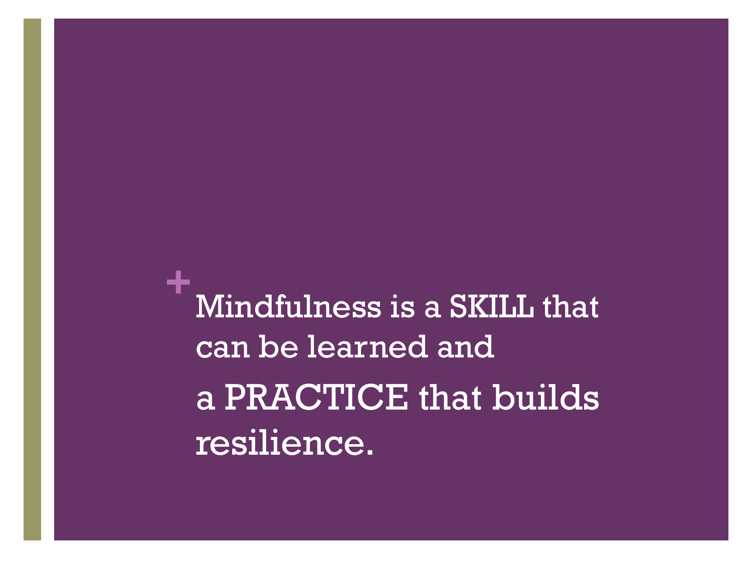Mindfulness is a SKILL that can be learned and

a PRACTICE that builds resilience.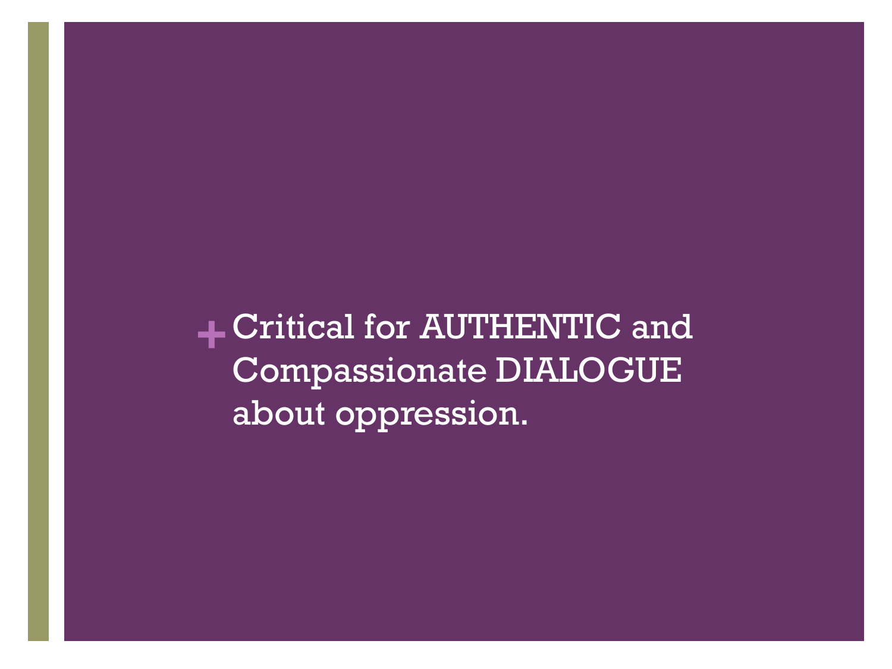+ Critical for AUTHENTIC and Compassionate DIALOGUE about oppression.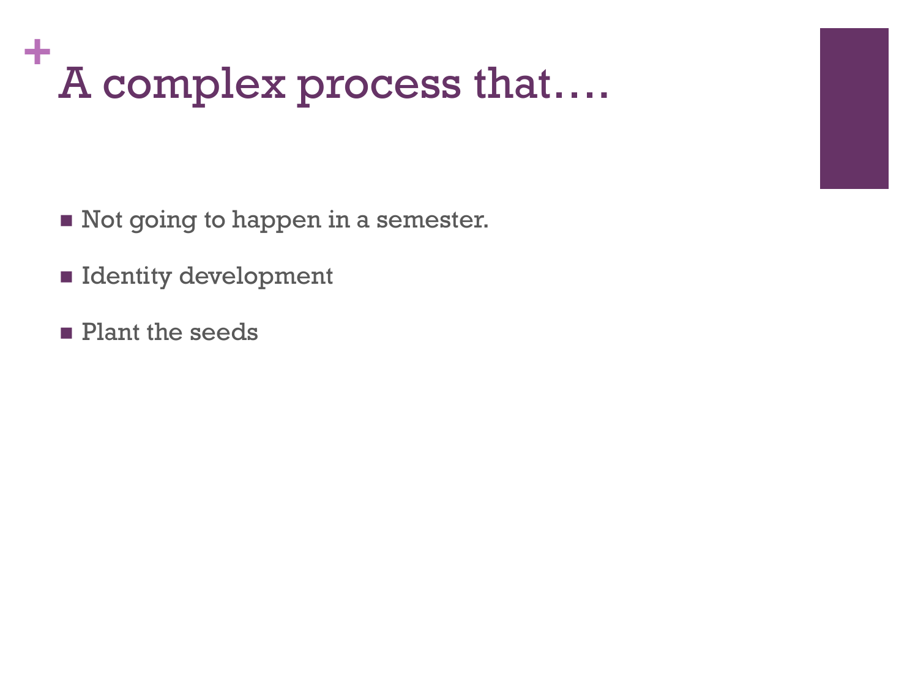# A complex process that….

- Not going to happen in a semester.
- Identity development
- Plant the seeds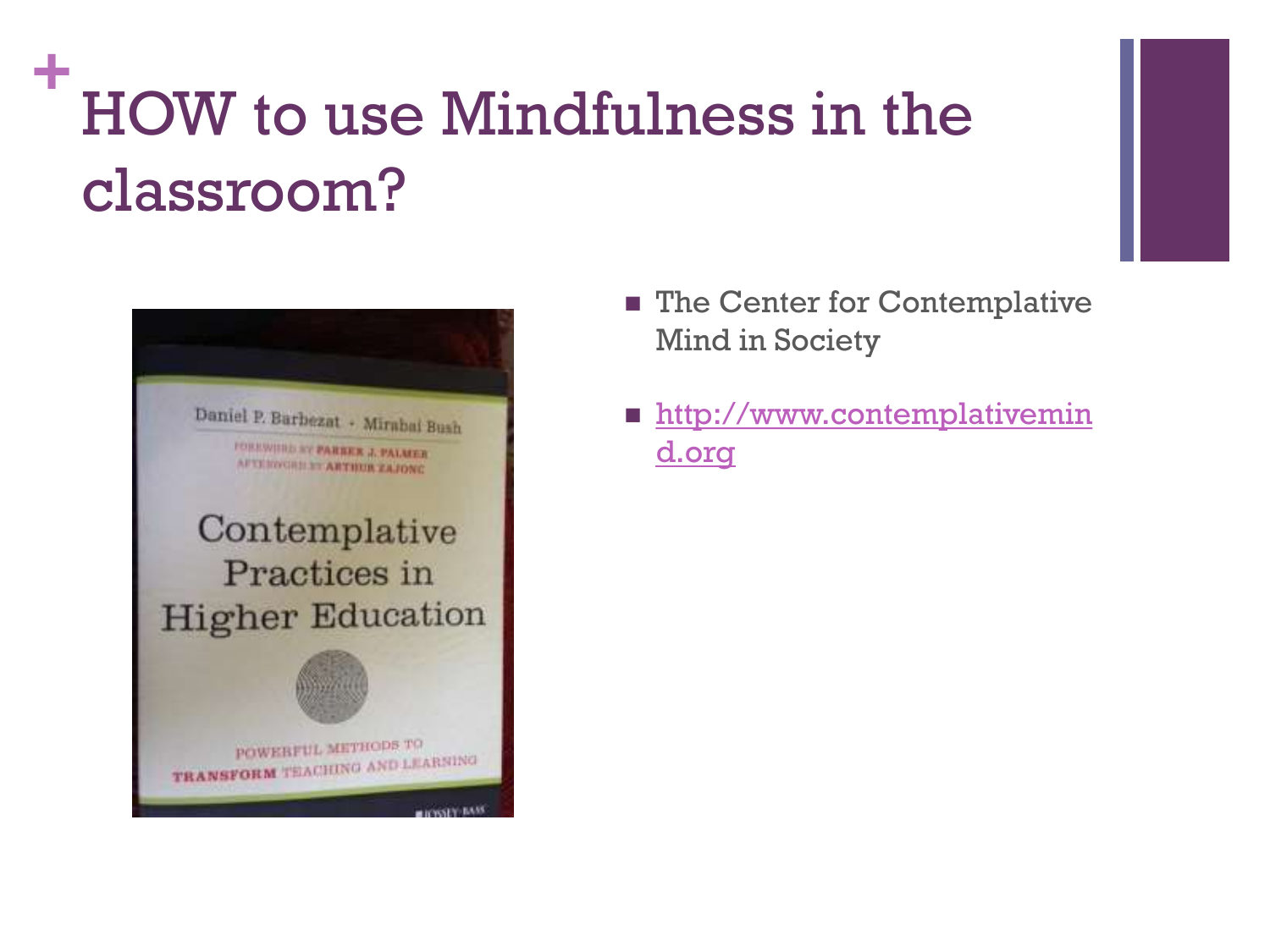# HOW to use Mindfulness in the classroom?

Daniel P. Barbezat · Mirabai Bush

FOREWORD BY PARKER J. PALMER
AFTERWORD BY ARTHUR ZAJONC

Contemplative Practices in Higher Education

POWERFUL METHODS TO TRANSFORM TEACHING AND LEARNING

JOSSEY-BASS

- The Center for Contemplative Mind in Society
- http://www.contemplativemind.org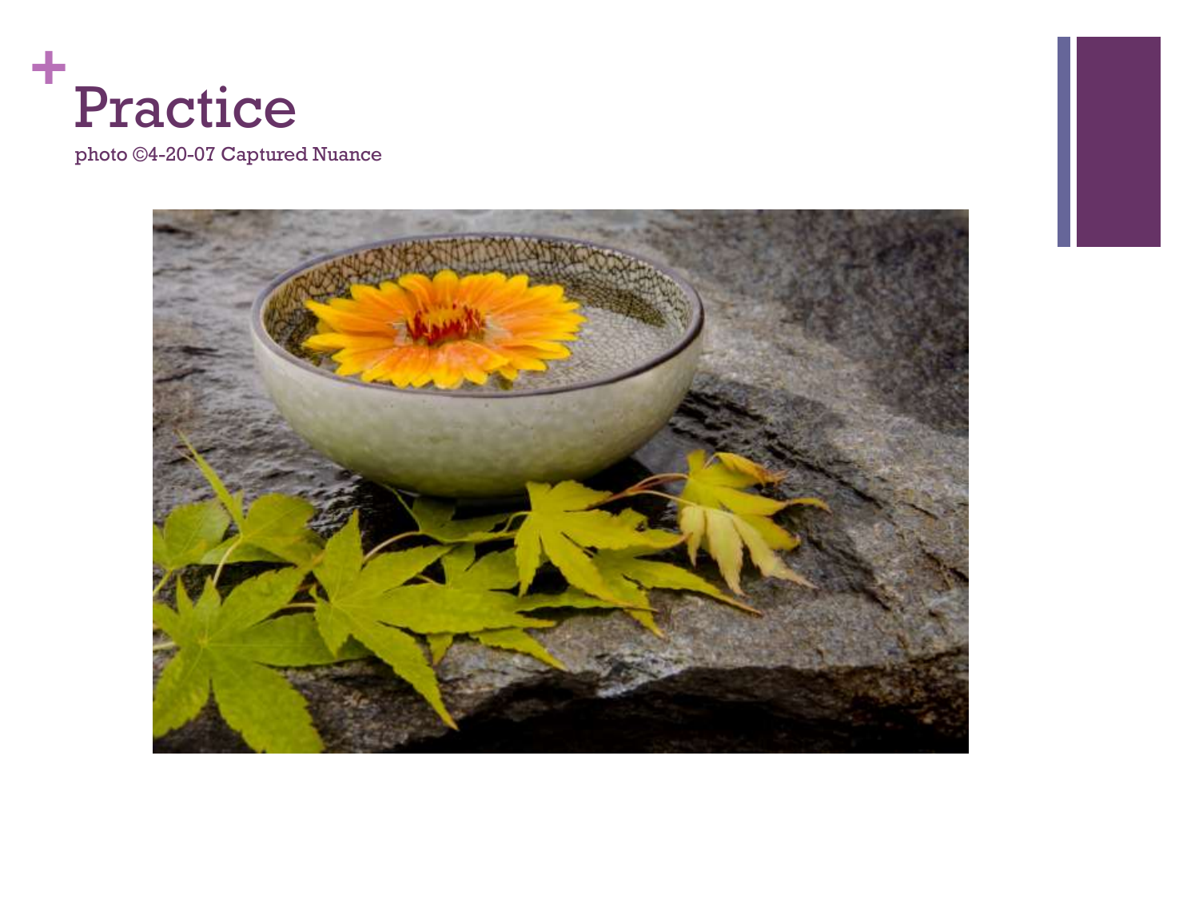# Practice

photo ©4-20-07 Captured Nuance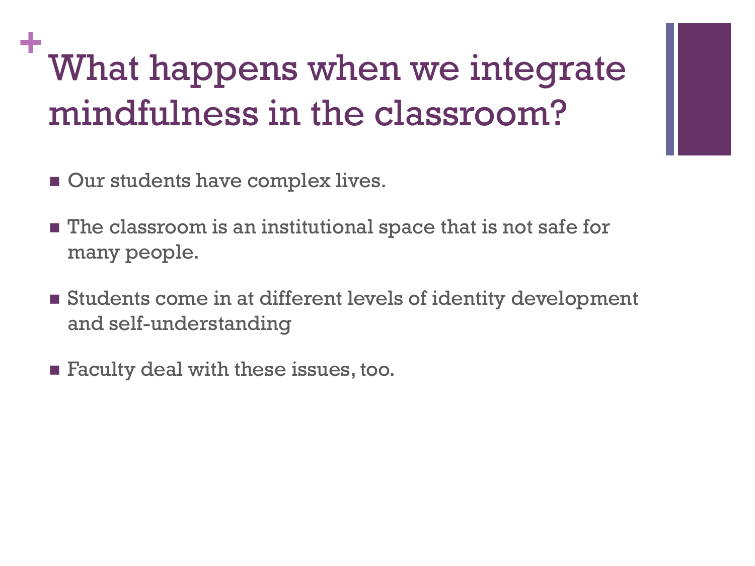# What happens when we integrate mindfulness in the classroom?

- Our students have complex lives.
- The classroom is an institutional space that is not safe for many people.
- Students come in at different levels of identity development and self-understanding
- Faculty deal with these issues, too.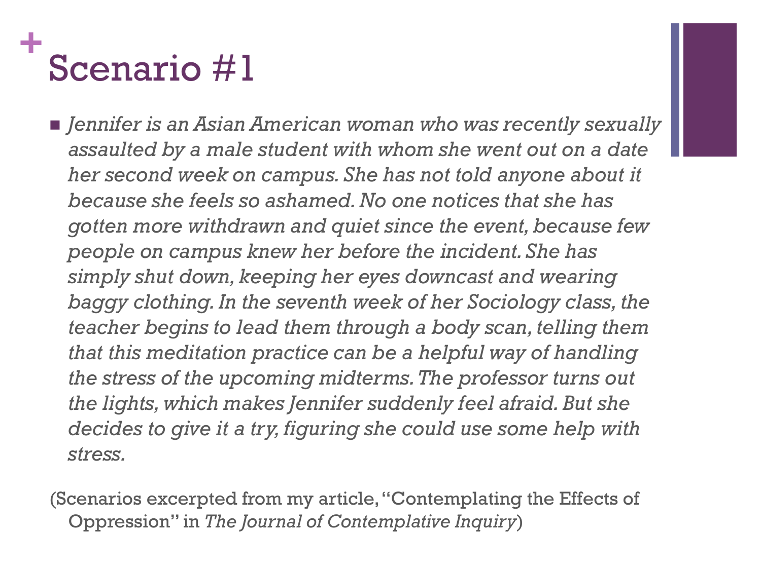# Scenario #1

- *Jennifer is an Asian American woman who was recently sexually assaulted by a male student with whom she went out on a date her second week on campus. She has not told anyone about it because she feels so ashamed. No one notices that she has gotten more withdrawn and quiet since the event, because few people on campus knew her before the incident. She has simply shut down, keeping her eyes downcast and wearing baggy clothing. In the seventh week of her Sociology class, the teacher begins to lead them through a body scan, telling them that this meditation practice can be a helpful way of handling the stress of the upcoming midterms. The professor turns out the lights, which makes Jennifer suddenly feel afraid. But she decides to give it a try, figuring she could use some help with stress.*

(Scenarios excerpted from my article, "Contemplating the Effects of Oppression" in *The Journal of Contemplative Inquiry*)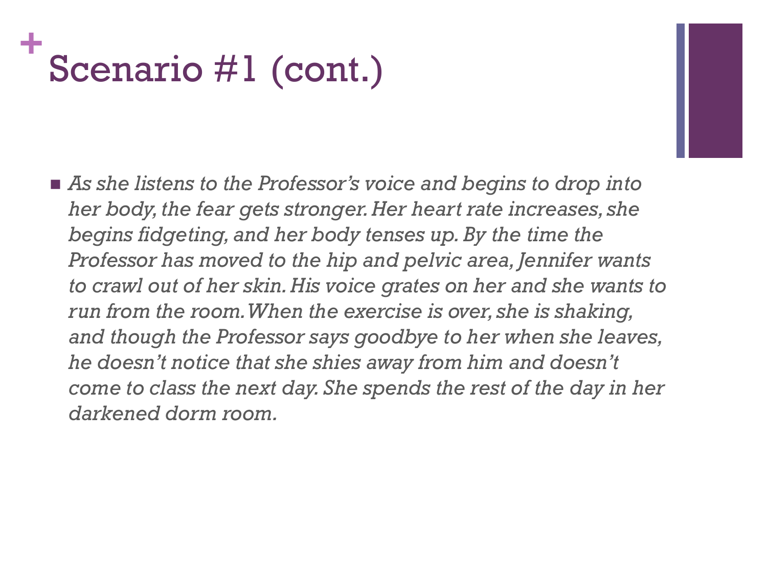# Scenario #1 (cont.)

- *As she listens to the Professor's voice and begins to drop into her body, the fear gets stronger. Her heart rate increases, she begins fidgeting, and her body tenses up. By the time the Professor has moved to the hip and pelvic area, Jennifer wants to crawl out of her skin. His voice grates on her and she wants to run from the room. When the exercise is over, she is shaking, and though the Professor says goodbye to her when she leaves, he doesn't notice that she shies away from him and doesn't come to class the next day. She spends the rest of the day in her darkened dorm room.*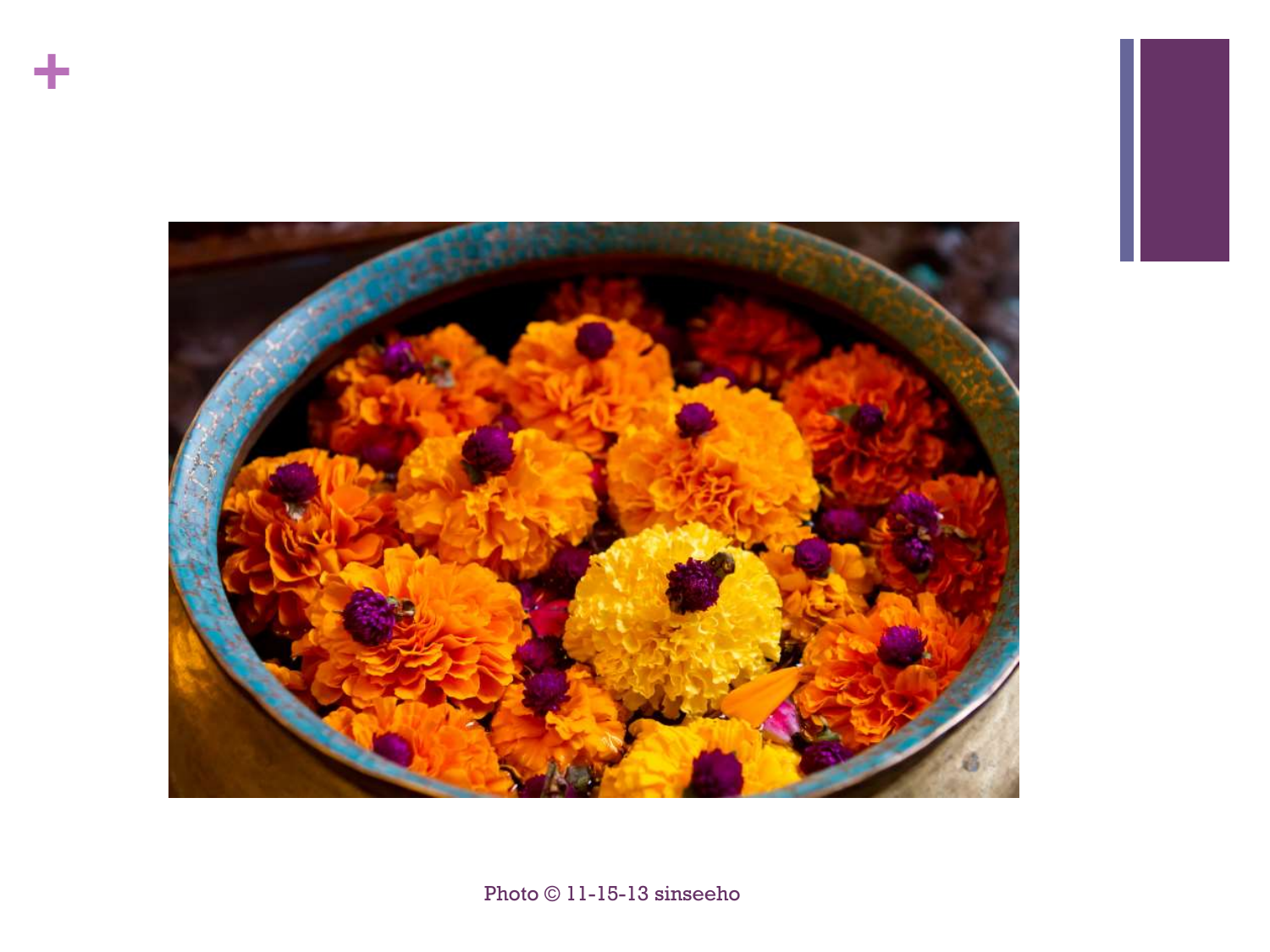Photo © 11-15-13 sinseeho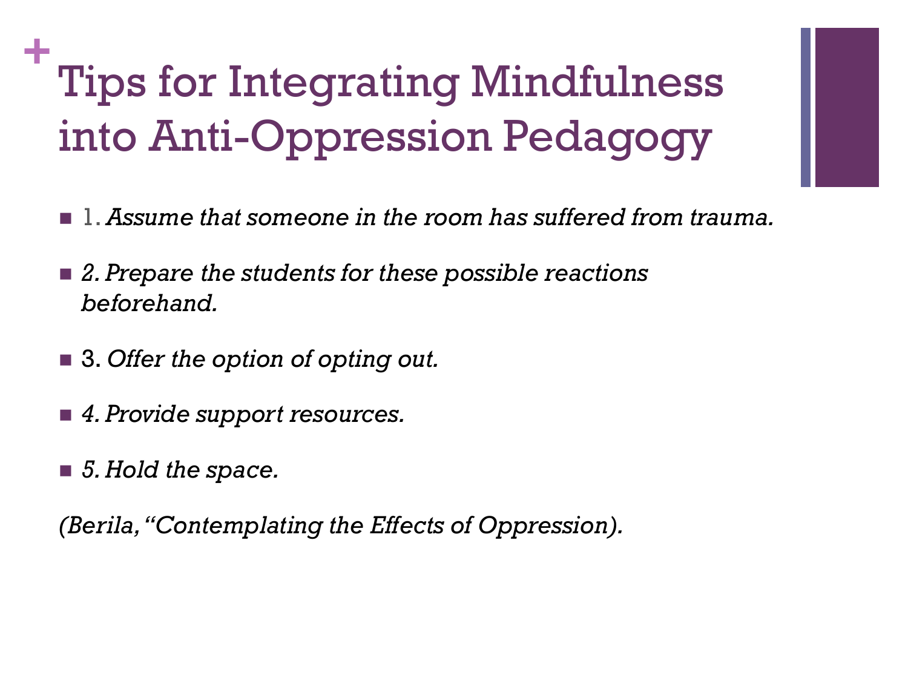# Tips for Integrating Mindfulness into Anti-Oppression Pedagogy

- 1. *Assume that someone in the room has suffered from trauma.*
- *2. Prepare the students for these possible reactions beforehand.*
- 3. *Offer the option of opting out.*
- *4. Provide support resources.*
- *5. Hold the space.*

*(Berila, "Contemplating the Effects of Oppression).*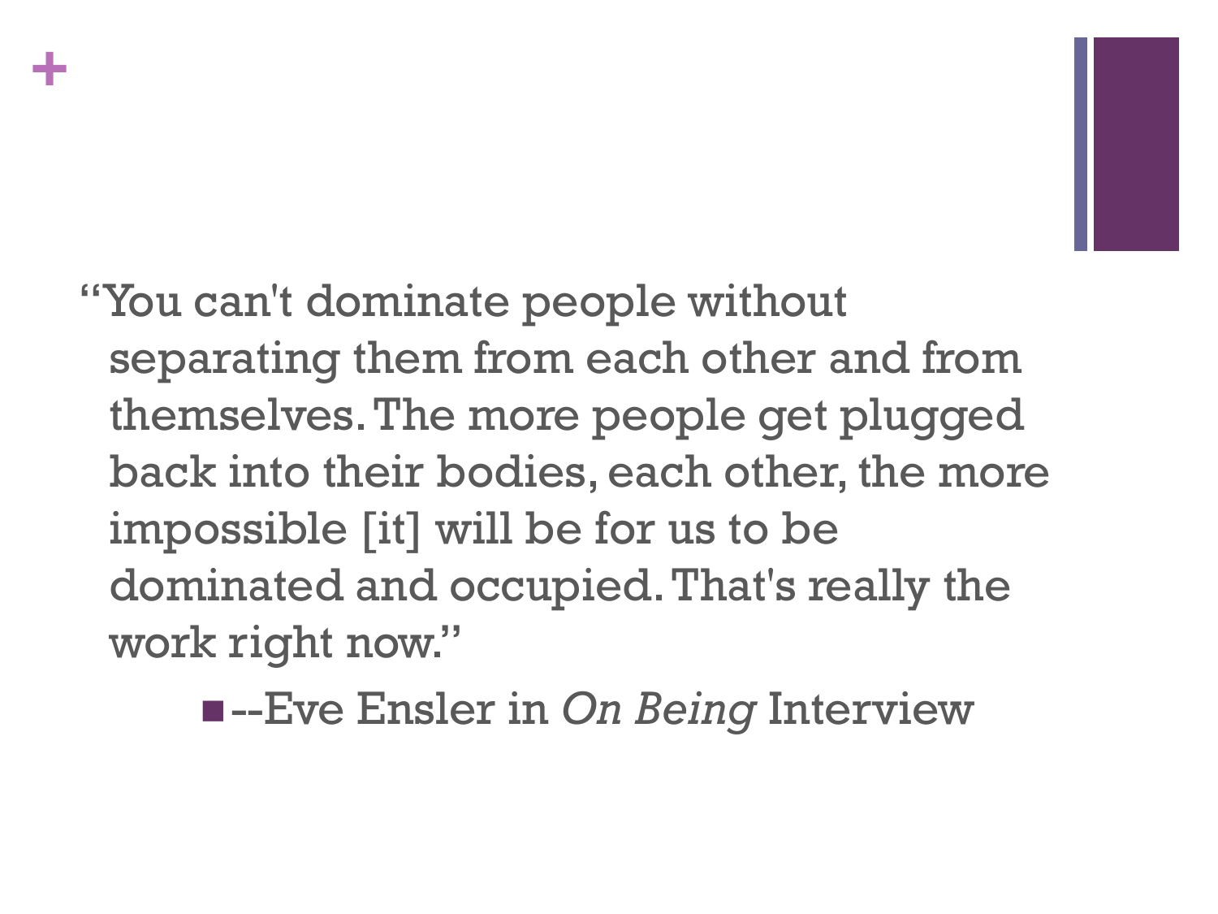"You can't dominate people without separating them from each other and from themselves. The more people get plugged back into their bodies, each other, the more impossible [it] will be for us to be dominated and occupied. That's really the work right now."

- --Eve Ensler in *On Being* Interview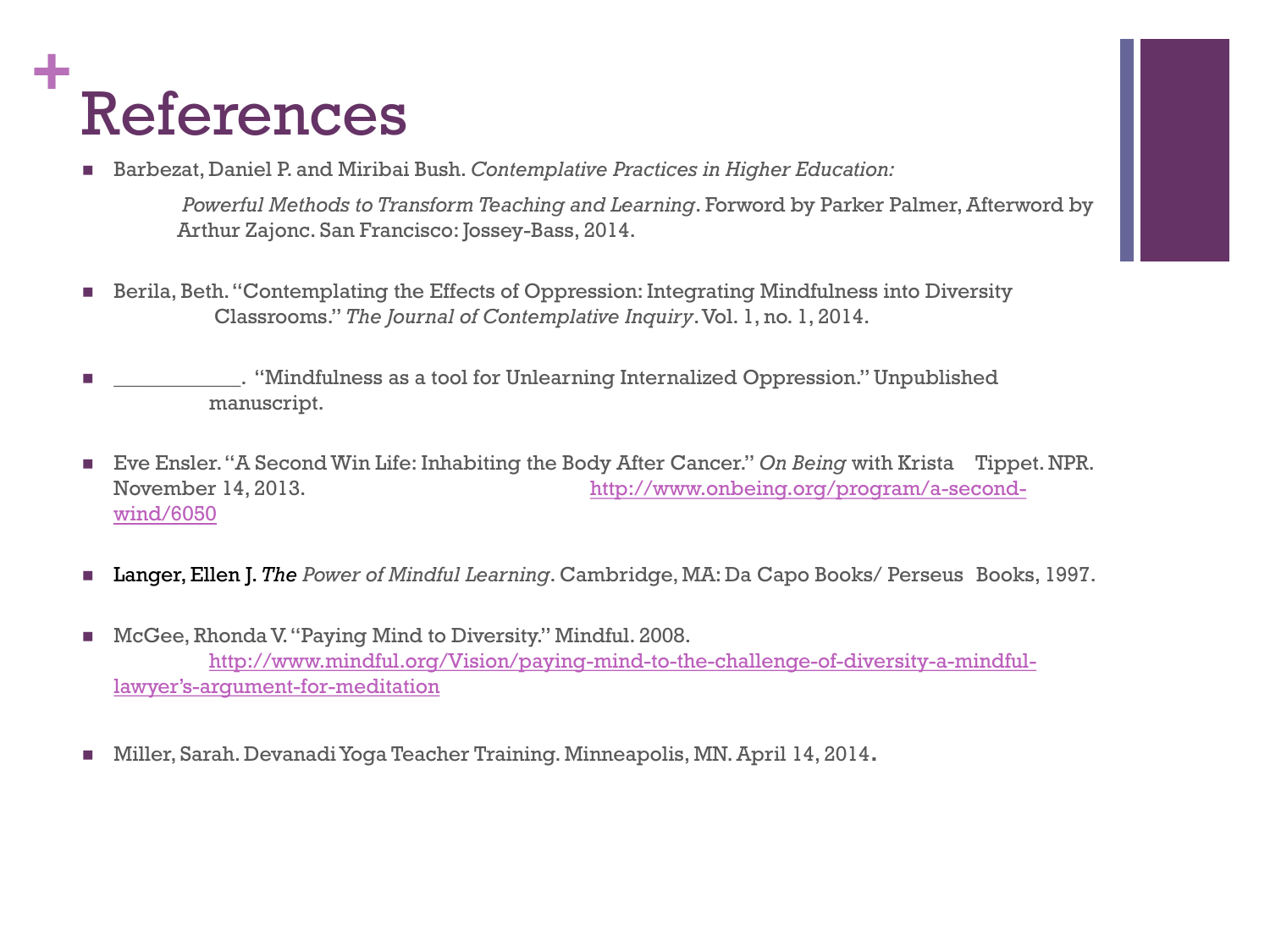# References

- Barbezat, Daniel P. and Miribai Bush. *Contemplative Practices in Higher Education: Powerful Methods to Transform Teaching and Learning*. Forword by Parker Palmer, Afterword by Arthur Zajonc. San Francisco: Jossey-Bass, 2014.

- Berila, Beth. "Contemplating the Effects of Oppression: Integrating Mindfulness into Diversity Classrooms." *The Journal of Contemplative Inquiry*. Vol. 1, no. 1, 2014.

- ___________. "Mindfulness as a tool for Unlearning Internalized Oppression." Unpublished manuscript.

- Eve Ensler. "A Second Win Life: Inhabiting the Body After Cancer." *On Being* with Krista Tippet. NPR. November 14, 2013. http://www.onbeing.org/program/a-second-wind/6050

- Langer, Ellen J. *The Power of Mindful Learning*. Cambridge, MA: Da Capo Books/ Perseus Books, 1997.

- McGee, Rhonda V. "Paying Mind to Diversity." Mindful. 2008. http://www.mindful.org/Vision/paying-mind-to-the-challenge-of-diversity-a-mindful-lawyer's-argument-for-meditation

- Miller, Sarah. Devanadi Yoga Teacher Training. Minneapolis, MN. April 14, 2014.